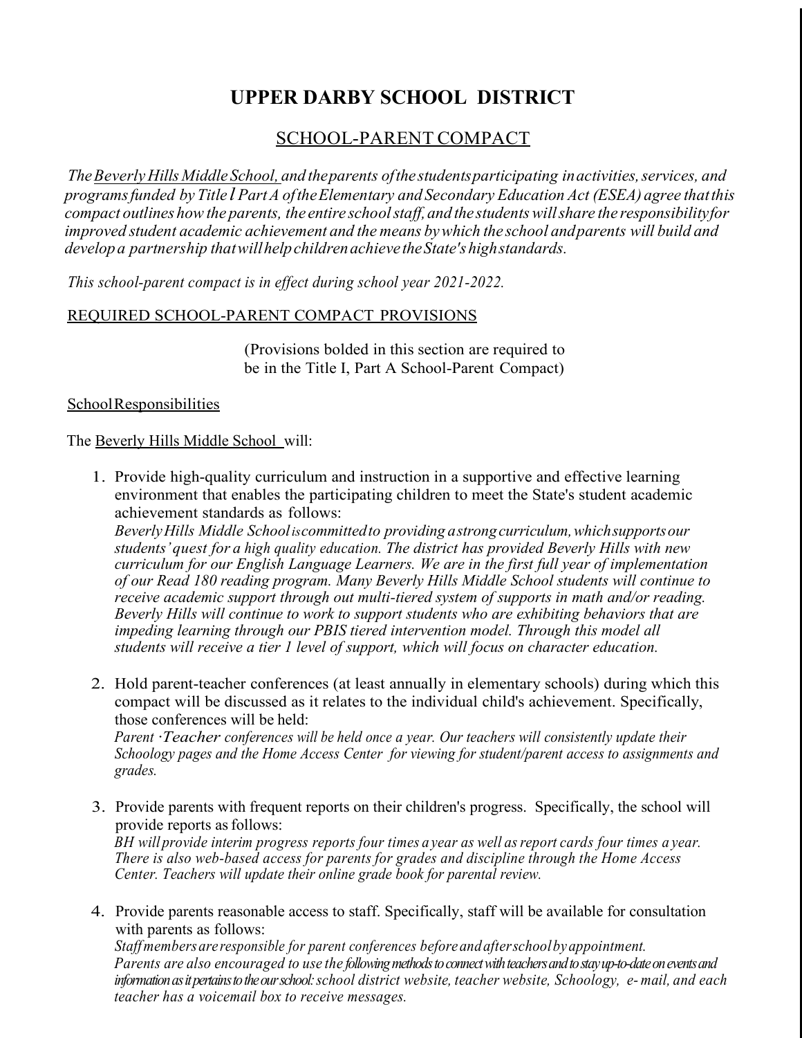# UPPER DARBY SCHOOL DISTRICT

## SCHOOL-PARENT COMPACT

*The Beverly Hills Middle School, and the parents of the students participating in activities, services, and programs funded by Title I Part A of the Elementary and Secondary Education Act (ESEA) agree that this compact outlines how the parents, the entire school staff, and the students will share the responsibility for improved student academic achievement and the means by which the school and parents will build and develop a partnership that will help children achieve the State's high standards.*

*This school-parent compact is in effect during school year 2021-2022.*

### REQUIRED SCHOOL-PARENT COMPACT PROVISIONS

(Provisions bolded in this section are required to be in the Title I, Part A School-Parent Compact)

#### School Responsibilities

The Beverly Hills Middle School will:

1. Provide high-quality curriculum and instruction in a supportive and effective learning environment that enables the participating children to meet the State's student academic achievement standards as follows:
   *Beverly Hills Middle School is committed to providing a strong curriculum, which supports our students' quest for a high quality education. The district has provided Beverly Hills with new curriculum for our English Language Learners. We are in the first full year of implementation of our Read 180 reading program. Many Beverly Hills Middle School students will continue to receive academic support through out multi-tiered system of supports in math and/or reading. Beverly Hills will continue to work to support students who are exhibiting behaviors that are impeding learning through our PBIS tiered intervention model. Through this model all students will receive a tier 1 level of support, which will focus on character education.*

2. Hold parent-teacher conferences (at least annually in elementary schools) during which this compact will be discussed as it relates to the individual child's achievement. Specifically, those conferences will be held:
   *Parent ·Teacher conferences will be held once a year. Our teachers will consistently update their Schoology pages and the Home Access Center for viewing for student/parent access to assignments and grades.*

3. Provide parents with frequent reports on their children's progress. Specifically, the school will provide reports as follows:
   *BH will provide interim progress reports four times a year as well as report cards four times a year. There is also web-based access for parents for grades and discipline through the Home Access Center. Teachers will update their online grade book for parental review.*

4. Provide parents reasonable access to staff. Specifically, staff will be available for consultation with parents as follows:
   *Staff members are responsible for parent conferences before and after school by appointment. Parents are also encouraged to use the following methods to connect with teachers and to stay up-to-date on events and information as it pertains to the our school: school district website, teacher website, Schoology, e- mail, and each teacher has a voicemail box to receive messages.*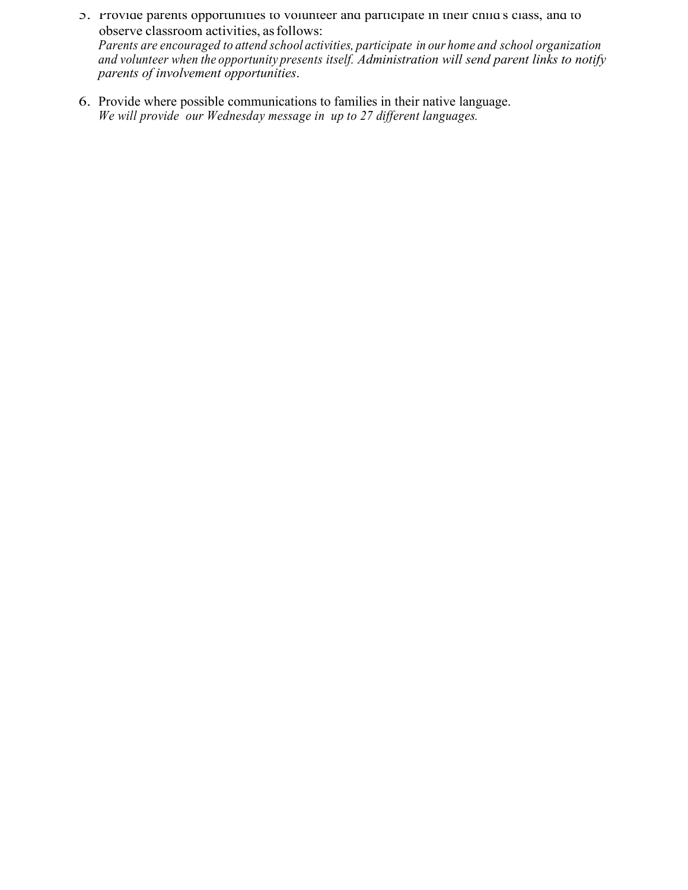5. Provide parents opportunities to volunteer and participate in their child's class, and to observe classroom activities, as follows:
   *Parents are encouraged to attend school activities, participate in our home and school organization and volunteer when the opportunity presents itself. Administration will send parent links to notify parents of involvement opportunities*.

6. Provide where possible communications to families in their native language.
   *We will provide our Wednesday message in up to 27 different languages.*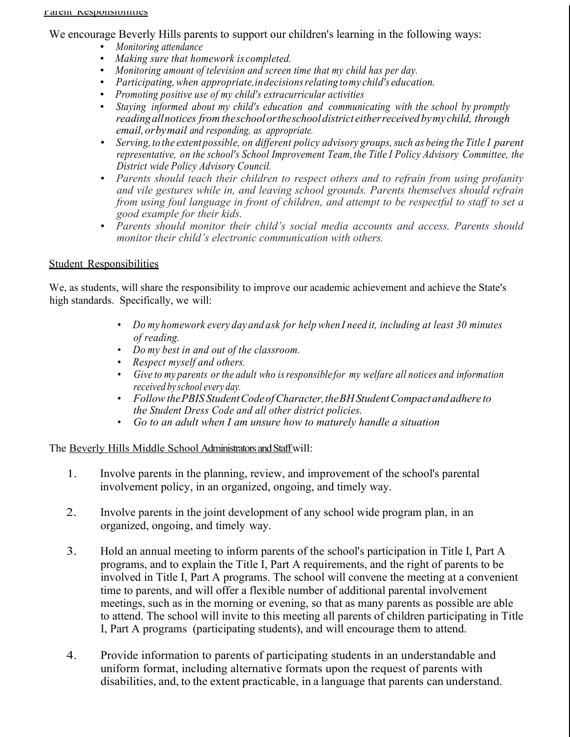Parent Responsibilities

We encourage Beverly Hills parents to support our children's learning in the following ways:

- *Monitoring attendance*
- *Making sure that homework is completed.*
- *Monitoring amount of television and screen time that my child has per day.*
- *Participating, when appropriate, in decisions relating to my child's education.*
- *Promoting positive use of my child's extracurricular activities*
- *Staying informed about my child's education and communicating with the school by promptly reading all notices from the school or the school district either received by my child, through email, or by mail and responding, as appropriate.*
- *Serving, to the extent possible, on different policy advisory groups, such as being the Title I parent representative, on the school's School Improvement Team, the Title I Policy Advisory Committee, the District wide Policy Advisory Council.*
- *Parents should teach their children to respect others and to refrain from using profanity and vile gestures while in, and leaving school grounds. Parents themselves should refrain from using foul language in front of children, and attempt to be respectful to staff to set a good example for their kids.*
- *Parents should monitor their child's social media accounts and access. Parents should monitor their child's electronic communication with others.*

Student Responsibilities

We, as students, will share the responsibility to improve our academic achievement and achieve the State's high standards. Specifically, we will:

- *Do my homework every day and ask for help when I need it, including at least 30 minutes of reading.*
- *Do my best in and out of the classroom.*
- *Respect myself and others.*
- *Give to my parents or the adult who is responsible for my welfare all notices and information received by school every day.*
- *Follow the PBIS Student Code of Character, the BH Student Compact and adhere to the Student Dress Code and all other district policies.*
- *Go to an adult when I am unsure how to maturely handle a situation*

The Beverly Hills Middle School Administrators and Staff will:

1. Involve parents in the planning, review, and improvement of the school's parental involvement policy, in an organized, ongoing, and timely way.

2. Involve parents in the joint development of any school wide program plan, in an organized, ongoing, and timely way.

3. Hold an annual meeting to inform parents of the school's participation in Title I, Part A programs, and to explain the Title I, Part A requirements, and the right of parents to be involved in Title I, Part A programs. The school will convene the meeting at a convenient time to parents, and will offer a flexible number of additional parental involvement meetings, such as in the morning or evening, so that as many parents as possible are able to attend. The school will invite to this meeting all parents of children participating in Title I, Part A programs (participating students), and will encourage them to attend.

4. Provide information to parents of participating students in an understandable and uniform format, including alternative formats upon the request of parents with disabilities, and, to the extent practicable, in a language that parents can understand.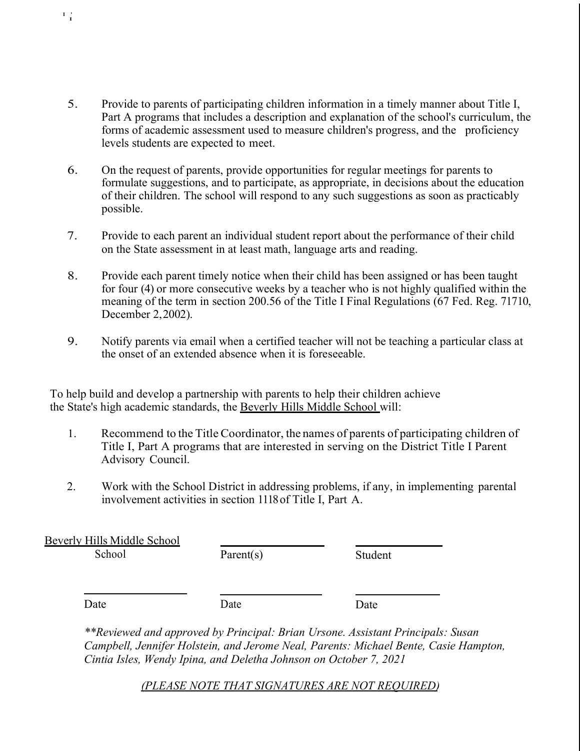5. Provide to parents of participating children information in a timely manner about Title I, Part A programs that includes a description and explanation of the school's curriculum, the forms of academic assessment used to measure children's progress, and the proficiency levels students are expected to meet.

6. On the request of parents, provide opportunities for regular meetings for parents to formulate suggestions, and to participate, as appropriate, in decisions about the education of their children. The school will respond to any such suggestions as soon as practicably possible.

7. Provide to each parent an individual student report about the performance of their child on the State assessment in at least math, language arts and reading.

8. Provide each parent timely notice when their child has been assigned or has been taught for four (4) or more consecutive weeks by a teacher who is not highly qualified within the meaning of the term in section 200.56 of the Title I Final Regulations (67 Fed. Reg. 71710, December 2,2002).

9. Notify parents via email when a certified teacher will not be teaching a particular class at the onset of an extended absence when it is foreseeable.

To help build and develop a partnership with parents to help their children achieve the State's high academic standards, the <u>Beverly Hills Middle School</u> will:

1. Recommend to the Title Coordinator, the names of parents of participating children of Title I, Part A programs that are interested in serving on the District Title I Parent Advisory Council.

2. Work with the School District in addressing problems, if any, in implementing parental involvement activities in section 1118 of Title I, Part A.

| | | |
|---|---|---|
| <u>Beverly Hills Middle School</u> | ______________ | ______________ |
| School | Parent(s) | Student |
| ______________ | ______________ | ______________ |
| Date | Date | Date |

*\*\*Reviewed and approved by Principal: Brian Ursone. Assistant Principals: Susan Campbell, Jennifer Holstein, and Jerome Neal, Parents: Michael Bente, Casie Hampton, Cintia Isles, Wendy Ipina, and Deletha Johnson on October 7, 2021*

*<u>(PLEASE NOTE THAT SIGNATURES ARE NOT REQUIRED)</u>*